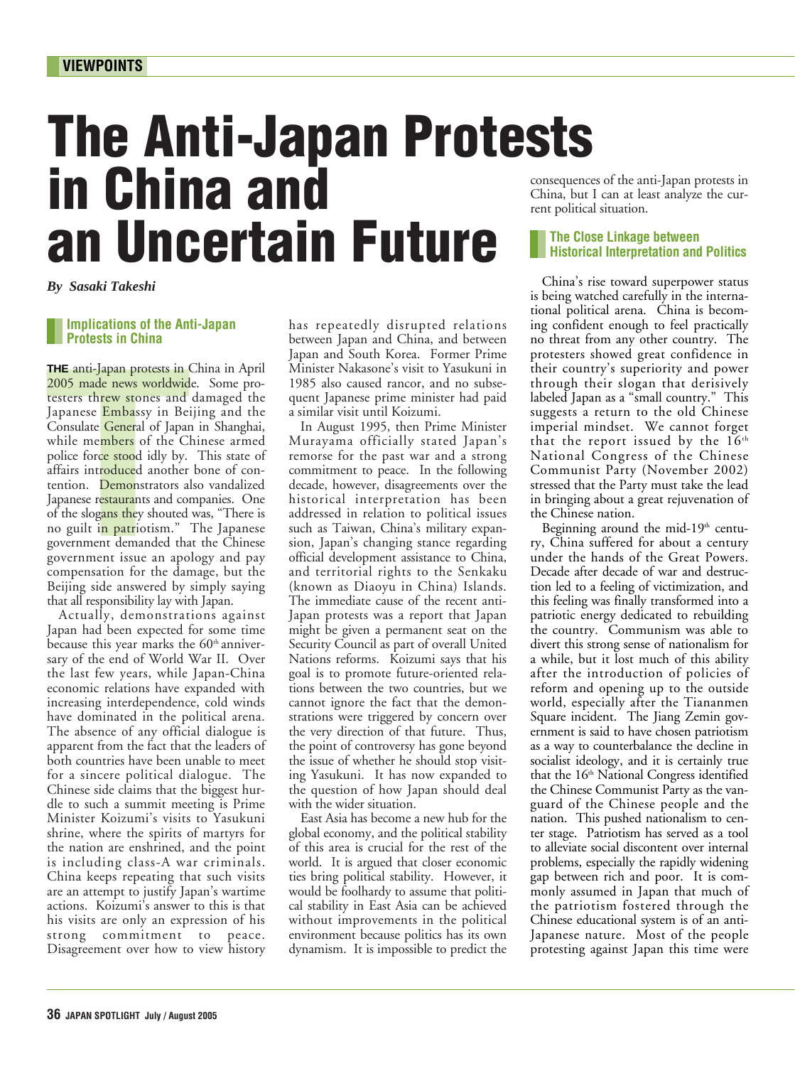VIEWPOINTS

# The Anti-Japan Protests in China and an Uncertain Future

***By Sasaki Takeshi***

## Implications of the Anti-Japan Protests in China

**THE** anti-Japan protests in China in April 2005 made news worldwide. Some protesters threw stones and damaged the Japanese Embassy in Beijing and the Consulate General of Japan in Shanghai, while members of the Chinese armed police force stood idly by. This state of affairs introduced another bone of contention. Demonstrators also vandalized Japanese restaurants and companies. One of the slogans they shouted was, "There is no guilt in patriotism." The Japanese government demanded that the Chinese government issue an apology and pay compensation for the damage, but the Beijing side answered by simply saying that all responsibility lay with Japan.

Actually, demonstrations against Japan had been expected for some time because this year marks the 60th anniversary of the end of World War II. Over the last few years, while Japan-China economic relations have expanded with increasing interdependence, cold winds have dominated in the political arena. The absence of any official dialogue is apparent from the fact that the leaders of both countries have been unable to meet for a sincere political dialogue. The Chinese side claims that the biggest hurdle to such a summit meeting is Prime Minister Koizumi's visits to Yasukuni shrine, where the spirits of martyrs for the nation are enshrined, and the point is including class-A war criminals. China keeps repeating that such visits are an attempt to justify Japan's wartime actions. Koizumi's answer to this is that his visits are only an expression of his strong commitment to peace. Disagreement over how to view history has repeatedly disrupted relations between Japan and China, and between Japan and South Korea. Former Prime Minister Nakasone's visit to Yasukuni in 1985 also caused rancor, and no subsequent Japanese prime minister had paid a similar visit until Koizumi.

In August 1995, then Prime Minister Murayama officially stated Japan's remorse for the past war and a strong commitment to peace. In the following decade, however, disagreements over the historical interpretation has been addressed in relation to political issues such as Taiwan, China's military expansion, Japan's changing stance regarding official development assistance to China, and territorial rights to the Senkaku (known as Diaoyu in China) Islands. The immediate cause of the recent anti-Japan protests was a report that Japan might be given a permanent seat on the Security Council as part of overall United Nations reforms. Koizumi says that his goal is to promote future-oriented relations between the two countries, but we cannot ignore the fact that the demonstrations were triggered by concern over the very direction of that future. Thus, the point of controversy has gone beyond the issue of whether he should stop visiting Yasukuni. It has now expanded to the question of how Japan should deal with the wider situation.

East Asia has become a new hub for the global economy, and the political stability of this area is crucial for the rest of the world. It is argued that closer economic ties bring political stability. However, it would be foolhardy to assume that political stability in East Asia can be achieved without improvements in the political environment because politics has its own dynamism. It is impossible to predict the consequences of the anti-Japan protests in China, but I can at least analyze the current political situation.

## The Close Linkage between Historical Interpretation and Politics

China's rise toward superpower status is being watched carefully in the international political arena. China is becoming confident enough to feel practically no threat from any other country. The protesters showed great confidence in their country's superiority and power through their slogan that derisively labeled Japan as a "small country." This suggests a return to the old Chinese imperial mindset. We cannot forget that the report issued by the 16th National Congress of the Chinese Communist Party (November 2002) stressed that the Party must take the lead in bringing about a great rejuvenation of the Chinese nation.

Beginning around the mid-19th century, China suffered for about a century under the hands of the Great Powers. Decade after decade of war and destruction led to a feeling of victimization, and this feeling was finally transformed into a patriotic energy dedicated to rebuilding the country. Communism was able to divert this strong sense of nationalism for a while, but it lost much of this ability after the introduction of policies of reform and opening up to the outside world, especially after the Tiananmen Square incident. The Jiang Zemin government is said to have chosen patriotism as a way to counterbalance the decline in socialist ideology, and it is certainly true that the 16th National Congress identified the Chinese Communist Party as the vanguard of the Chinese people and the nation. This pushed nationalism to center stage. Patriotism has served as a tool to alleviate social discontent over internal problems, especially the rapidly widening gap between rich and poor. It is commonly assumed in Japan that much of the patriotism fostered through the Chinese educational system is of an anti-Japanese nature. Most of the people protesting against Japan this time were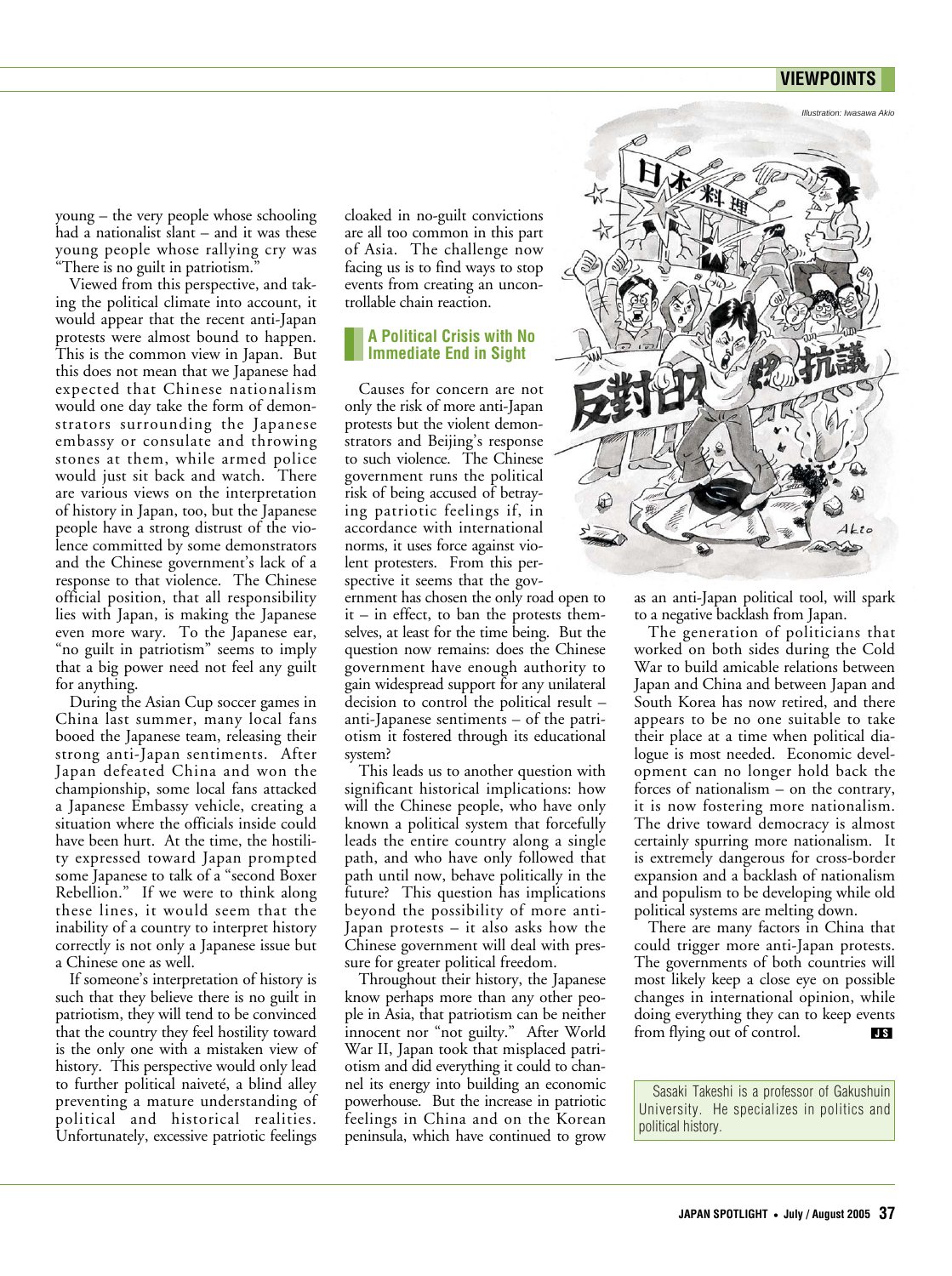young – the very people whose schooling had a nationalist slant – and it was these young people whose rallying cry was "There is no guilt in patriotism."

Viewed from this perspective, and taking the political climate into account, it would appear that the recent anti-Japan protests were almost bound to happen. This is the common view in Japan. But this does not mean that we Japanese had expected that Chinese nationalism would one day take the form of demonstrators surrounding the Japanese embassy or consulate and throwing stones at them, while armed police would just sit back and watch. There are various views on the interpretation of history in Japan, too, but the Japanese people have a strong distrust of the violence committed by some demonstrators and the Chinese government's lack of a response to that violence. The Chinese official position, that all responsibility lies with Japan, is making the Japanese even more wary. To the Japanese ear, "no guilt in patriotism" seems to imply that a big power need not feel any guilt for anything.

During the Asian Cup soccer games in China last summer, many local fans booed the Japanese team, releasing their strong anti-Japan sentiments. After Japan defeated China and won the championship, some local fans attacked a Japanese Embassy vehicle, creating a situation where the officials inside could have been hurt. At the time, the hostility expressed toward Japan prompted some Japanese to talk of a "second Boxer Rebellion." If we were to think along these lines, it would seem that the inability of a country to interpret history correctly is not only a Japanese issue but a Chinese one as well.

If someone's interpretation of history is such that they believe there is no guilt in patriotism, they will tend to be convinced that the country they feel hostility toward is the only one with a mistaken view of history. This perspective would only lead to further political naiveté, a blind alley preventing a mature understanding of political and historical realities. Unfortunately, excessive patriotic feelings cloaked in no-guilt convictions are all too common in this part of Asia. The challenge now facing us is to find ways to stop events from creating an uncontrollable chain reaction.

## A Political Crisis with No Immediate End in Sight

Causes for concern are not only the risk of more anti-Japan protests but the violent demonstrators and Beijing's response to such violence. The Chinese government runs the political risk of being accused of betraying patriotic feelings if, in accordance with international norms, it uses force against violent protesters. From this perspective it seems that the government has chosen the only road open to it – in effect, to ban the protests themselves, at least for the time being. But the question now remains: does the Chinese government have enough authority to gain widespread support for any unilateral decision to control the political result – anti-Japanese sentiments – of the patriotism it fostered through its educational system?

This leads us to another question with significant historical implications: how will the Chinese people, who have only known a political system that forcefully leads the entire country along a single path, and who have only followed that path until now, behave politically in the future? This question has implications beyond the possibility of more anti-Japan protests – it also asks how the Chinese government will deal with pressure for greater political freedom.

Throughout their history, the Japanese know perhaps more than any other people in Asia, that patriotism can be neither innocent nor "not guilty." After World War II, Japan took that misplaced patriotism and did everything it could to channel its energy into building an economic powerhouse. But the increase in patriotic feelings in China and on the Korean peninsula, which have continued to grow as an anti-Japan political tool, will spark to a negative backlash from Japan.

The generation of politicians that worked on both sides during the Cold War to build amicable relations between Japan and China and between Japan and South Korea has now retired, and there appears to be no one suitable to take their place at a time when political dialogue is most needed. Economic development can no longer hold back the forces of nationalism – on the contrary, it is now fostering more nationalism. The drive toward democracy is almost certainly spurring more nationalism. It is extremely dangerous for cross-border expansion and a backlash of nationalism and populism to be developing while old political systems are melting down.

There are many factors in China that could trigger more anti-Japan protests. The governments of both countries will most likely keep a close eye on possible changes in international opinion, while doing everything they can to keep events from flying out of control. JS

Illustration: Iwasawa Akio

Sasaki Takeshi is a professor of Gakushuin University. He specializes in politics and political history.